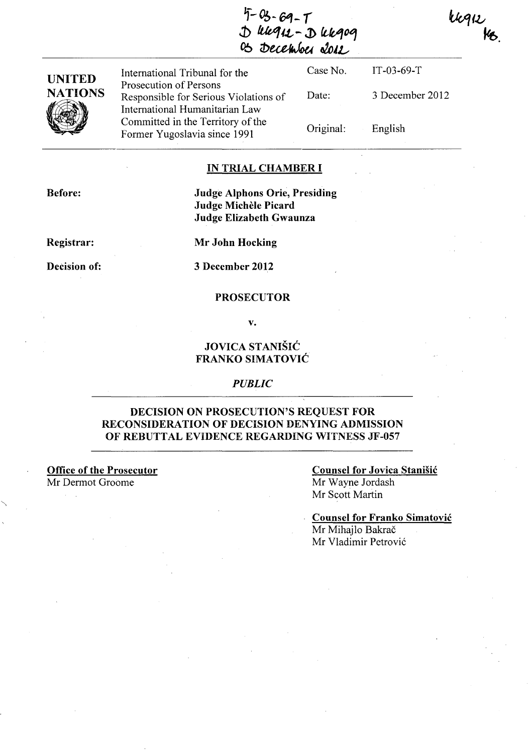IT-03-69-T
D 44912 - D 44909
05 December 2012

44912
MB.

UNITED NATIONS

International Tribunal for the Prosecution of Persons Responsible for Serious Violations of International Humanitarian Law Committed in the Territory of the Former Yugoslavia since 1991

| | |
|---|---|
| Case No. | IT-03-69-T |
| Date: | 3 December 2012 |
| Original: | English |

**IN TRIAL CHAMBER I**

**Before:** **Judge Alphons Orie, Presiding**
**Judge Michèle Picard**
**Judge Elizabeth Gwaunza**

**Registrar:** **Mr John Hocking**

**Decision of:** **3 December 2012**

**PROSECUTOR**

**v.**

**JOVICA STANIŠIĆ**
**FRANKO SIMATOVIĆ**

***PUBLIC***

**DECISION ON PROSECUTION'S REQUEST FOR RECONSIDERATION OF DECISION DENYING ADMISSION OF REBUTTAL EVIDENCE REGARDING WITNESS JF-057**

**Office of the Prosecutor**
Mr Dermot Groome

**Counsel for Jovica Stanišić**
Mr Wayne Jordash
Mr Scott Martin

**Counsel for Franko Simatović**
Mr Mihajlo Bakrač
Mr Vladimir Petrović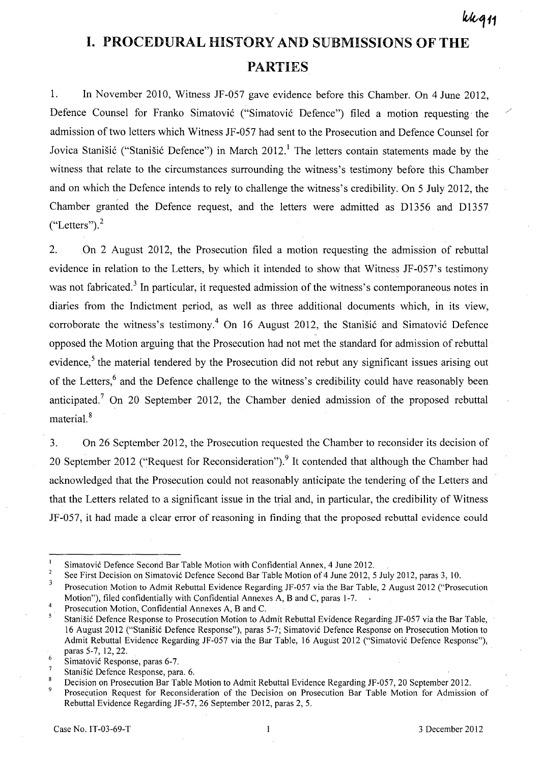# I. PROCEDURAL HISTORY AND SUBMISSIONS OF THE PARTIES

1. In November 2010, Witness JF-057 gave evidence before this Chamber. On 4 June 2012, Defence Counsel for Franko Simatović ("Simatović Defence") filed a motion requesting the admission of two letters which Witness JF-057 had sent to the Prosecution and Defence Counsel for Jovica Stanišić ("Stanišić Defence") in March 2012.[1] The letters contain statements made by the witness that relate to the circumstances surrounding the witness's testimony before this Chamber and on which the Defence intends to rely to challenge the witness's credibility. On 5 July 2012, the Chamber granted the Defence request, and the letters were admitted as D1356 and D1357 ("Letters").[2]

2. On 2 August 2012, the Prosecution filed a motion requesting the admission of rebuttal evidence in relation to the Letters, by which it intended to show that Witness JF-057's testimony was not fabricated.[3] In particular, it requested admission of the witness's contemporaneous notes in diaries from the Indictment period, as well as three additional documents which, in its view, corroborate the witness's testimony.[4] On 16 August 2012, the Stanišić and Simatović Defence opposed the Motion arguing that the Prosecution had not met the standard for admission of rebuttal evidence,[5] the material tendered by the Prosecution did not rebut any significant issues arising out of the Letters,[6] and the Defence challenge to the witness's credibility could have reasonably been anticipated.[7] On 20 September 2012, the Chamber denied admission of the proposed rebuttal material.[8]

3. On 26 September 2012, the Prosecution requested the Chamber to reconsider its decision of 20 September 2012 ("Request for Reconsideration").[9] It contended that although the Chamber had acknowledged that the Prosecution could not reasonably anticipate the tendering of the Letters and that the Letters related to a significant issue in the trial and, in particular, the credibility of Witness JF-057, it had made a clear error of reasoning in finding that the proposed rebuttal evidence could

---

[1] Simatović Defence Second Bar Table Motion with Confidential Annex, 4 June 2012.

[2] See First Decision on Simatović Defence Second Bar Table Motion of 4 June 2012, 5 July 2012, paras 3, 10.

[3] Prosecution Motion to Admit Rebuttal Evidence Regarding JF-057 via the Bar Table, 2 August 2012 ("Prosecution Motion"), filed confidentially with Confidential Annexes A, B and C, paras 1-7.

[4] Prosecution Motion, Confidential Annexes A, B and C.

[5] Stanišić Defence Response to Prosecution Motion to Admit Rebuttal Evidence Regarding JF-057 via the Bar Table, 16 August 2012 ("Stanišić Defence Response"), paras 5-7; Simatović Defence Response on Prosecution Motion to Admit Rebuttal Evidence Regarding JF-057 via the Bar Table, 16 August 2012 ("Simatović Defence Response"), paras 5-7, 12, 22.

[6] Simatović Response, paras 6-7.

[7] Stanišić Defence Response, para. 6.

[8] Decision on Prosecution Bar Table Motion to Admit Rebuttal Evidence Regarding JF-057, 20 September 2012.

[9] Prosecution Request for Reconsideration of the Decision on Prosecution Bar Table Motion for Admission of Rebuttal Evidence Regarding JF-57, 26 September 2012, paras 2, 5.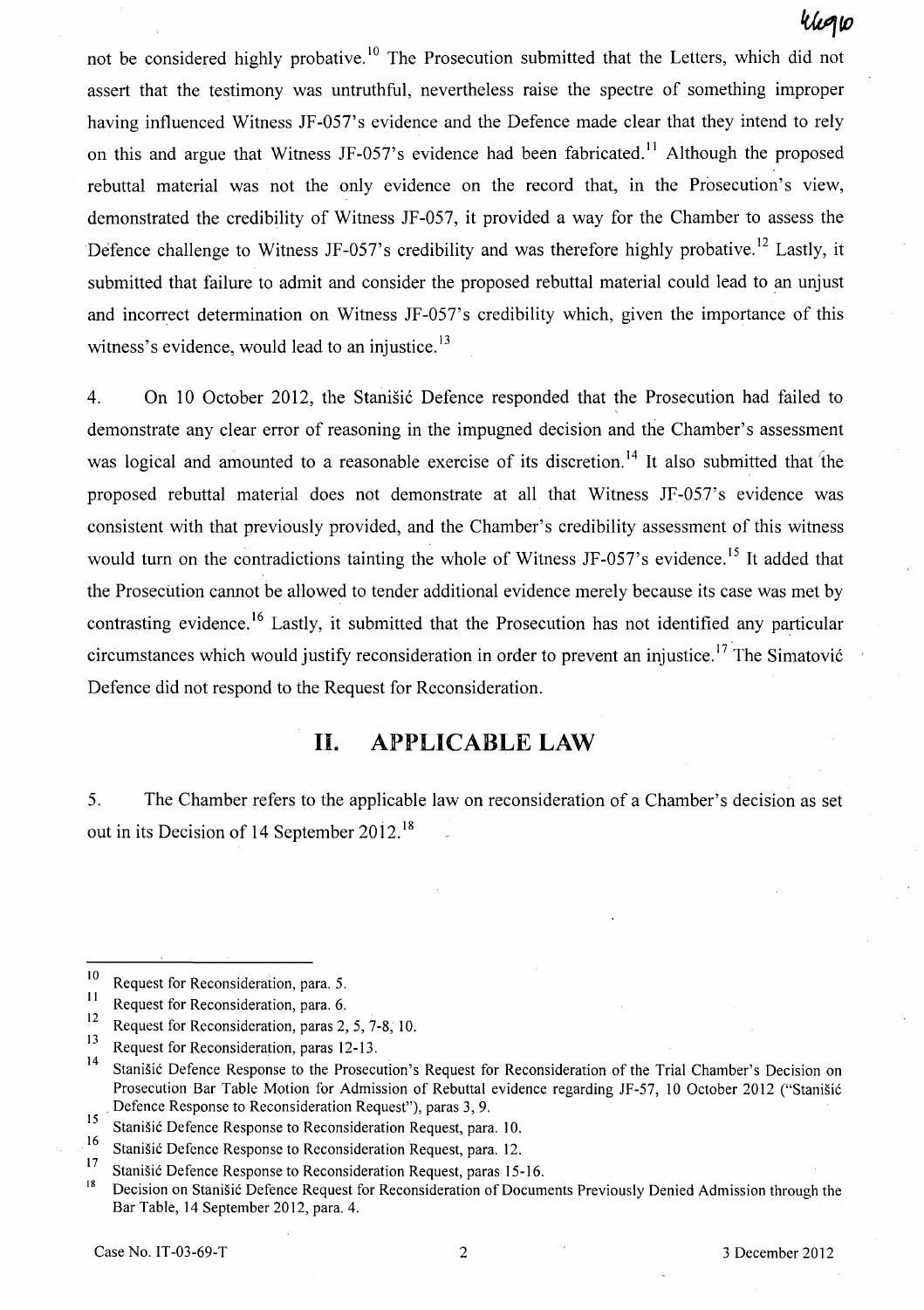not be considered highly probative.[10] The Prosecution submitted that the Letters, which did not assert that the testimony was untruthful, nevertheless raise the spectre of something improper having influenced Witness JF-057's evidence and the Defence made clear that they intend to rely on this and argue that Witness JF-057's evidence had been fabricated.[11] Although the proposed rebuttal material was not the only evidence on the record that, in the Prosecution's view, demonstrated the credibility of Witness JF-057, it provided a way for the Chamber to assess the Defence challenge to Witness JF-057's credibility and was therefore highly probative.[12] Lastly, it submitted that failure to admit and consider the proposed rebuttal material could lead to an unjust and incorrect determination on Witness JF-057's credibility which, given the importance of this witness's evidence, would lead to an injustice.[13]

4. On 10 October 2012, the Stanišić Defence responded that the Prosecution had failed to demonstrate any clear error of reasoning in the impugned decision and the Chamber's assessment was logical and amounted to a reasonable exercise of its discretion.[14] It also submitted that the proposed rebuttal material does not demonstrate at all that Witness JF-057's evidence was consistent with that previously provided, and the Chamber's credibility assessment of this witness would turn on the contradictions tainting the whole of Witness JF-057's evidence.[15] It added that the Prosecution cannot be allowed to tender additional evidence merely because its case was met by contrasting evidence.[16] Lastly, it submitted that the Prosecution has not identified any particular circumstances which would justify reconsideration in order to prevent an injustice.[17] The Simatović Defence did not respond to the Request for Reconsideration.

## II. APPLICABLE LAW

5. The Chamber refers to the applicable law on reconsideration of a Chamber's decision as set out in its Decision of 14 September 2012.[18]

---

[10] Request for Reconsideration, para. 5.

[11] Request for Reconsideration, para. 6.

[12] Request for Reconsideration, paras 2, 5, 7-8, 10.

[13] Request for Reconsideration, paras 12-13.

[14] Stanišić Defence Response to the Prosecution's Request for Reconsideration of the Trial Chamber's Decision on Prosecution Bar Table Motion for Admission of Rebuttal evidence regarding JF-57, 10 October 2012 ("Stanišić Defence Response to Reconsideration Request"), paras 3, 9.

[15] Stanišić Defence Response to Reconsideration Request, para. 10.

[16] Stanišić Defence Response to Reconsideration Request, para. 12.

[17] Stanišić Defence Response to Reconsideration Request, paras 15-16.

[18] Decision on Stanišić Defence Request for Reconsideration of Documents Previously Denied Admission through the Bar Table, 14 September 2012, para. 4.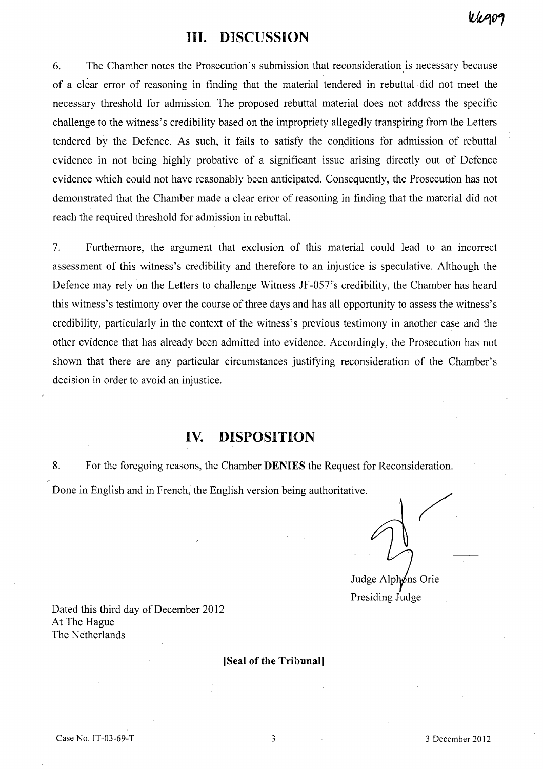## III. DISCUSSION

6. The Chamber notes the Prosecution's submission that reconsideration is necessary because of a clear error of reasoning in finding that the material tendered in rebuttal did not meet the necessary threshold for admission. The proposed rebuttal material does not address the specific challenge to the witness's credibility based on the impropriety allegedly transpiring from the Letters tendered by the Defence. As such, it fails to satisfy the conditions for admission of rebuttal evidence in not being highly probative of a significant issue arising directly out of Defence evidence which could not have reasonably been anticipated. Consequently, the Prosecution has not demonstrated that the Chamber made a clear error of reasoning in finding that the material did not reach the required threshold for admission in rebuttal.

7. Furthermore, the argument that exclusion of this material could lead to an incorrect assessment of this witness's credibility and therefore to an injustice is speculative. Although the Defence may rely on the Letters to challenge Witness JF-057's credibility, the Chamber has heard this witness's testimony over the course of three days and has all opportunity to assess the witness's credibility, particularly in the context of the witness's previous testimony in another case and the other evidence that has already been admitted into evidence. Accordingly, the Prosecution has not shown that there are any particular circumstances justifying reconsideration of the Chamber's decision in order to avoid an injustice.

## IV. DISPOSITION

8. For the foregoing reasons, the Chamber **DENIES** the Request for Reconsideration.

Done in English and in French, the English version being authoritative.

Judge Alphons Orie
Presiding Judge

Dated this third day of December 2012
At The Hague
The Netherlands

**[Seal of the Tribunal]**